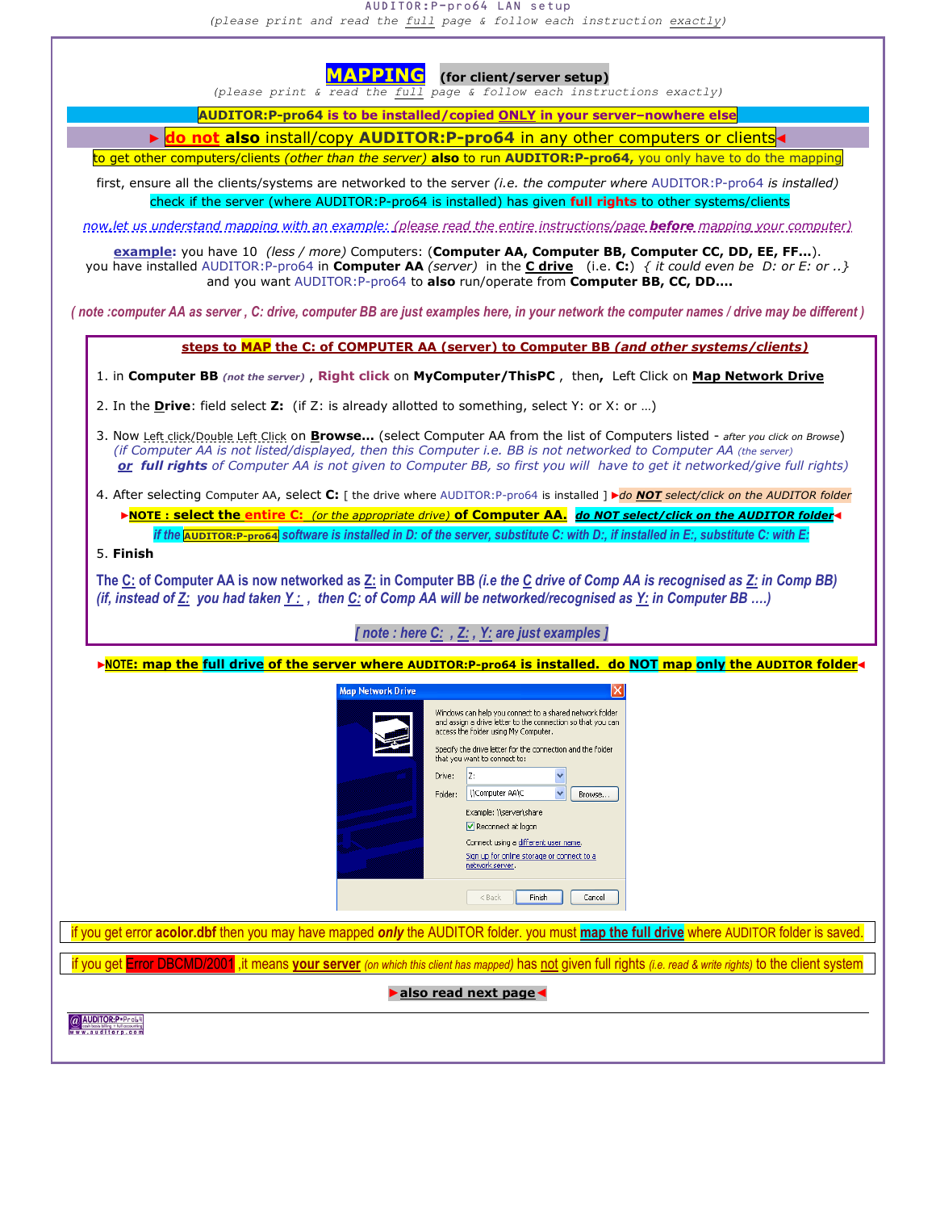AUDITOR:P-pro64 LAN setup

*(please print and read the full page & follow each instruction exactly)*

# MAPPING (for client/server setup)

*(please print & read the full page & follow each instructions exactly)*

**AUDITOR:P-pro64 is to be installed/copied ONLY in your server–nowhere else**

► **do not also** install/copy **AUDITOR:P-pro64** in any other computers or clients◄

to get other computers/clients *(other than the server)* **also** to run **AUDITOR:P-pro64,** you only have to do the mapping

first, ensure all the clients/systems are networked to the server *(i.e. the computer where AUDITOR:P-pro64 is installed)*

check if the server (where AUDITOR:P-pro64 is installed) has given **full rights** to other systems/clients

*now let us understand mapping with an example: (please read the entire instructions/page **before** mapping your computer)*

**example:** you have 10 *(less / more)* Computers: (**Computer AA, Computer BB, Computer CC, DD, EE, FF…**).
you have installed AUDITOR:P-pro64 in **Computer AA** *(server)* in the **C drive** (i.e. **C:**) *{ it could even be D: or E: or ..}*
and you want AUDITOR:P-pro64 to **also** run/operate from **Computer BB, CC, DD….**

*( note :computer AA as server , C: drive, computer BB are just examples here, in your network the computer names / drive may be different )*

## steps to MAP the C: of COMPUTER AA (server) to Computer BB *(and other systems/clients)*

1. in **Computer BB** ***(not the server)*** , **Right click** on **MyComputer/ThisPC** , then**,** Left Click on **Map Network Drive**
2. In the **Drive**: field select **Z:** (if Z: is already allotted to something, select Y: or X: or …)
3. Now Left click/Double Left Click on **Browse…** (select Computer AA from the list of Computers listed - *after you click on Browse*)
   *(if Computer AA is not listed/displayed, then this Computer i.e. BB is not networked to Computer AA (the server)*
   ***or*** ***full rights** of Computer AA is not given to Computer BB, so first you will have to get it networked/give full rights)*
4. After selecting Computer AA, select **C:** [ the drive where AUDITOR:P-pro64 is installed ] ►*do **NOT** select/click on the AUDITOR folder*
   ►**NOTE : select the entire C:** *(or the appropriate drive)* **of Computer AA.** ***do NOT select/click on the AUDITOR folder***◄
   *if the **AUDITOR:P-pro64** software is installed in D: of the server, substitute C: with D:, if installed in E:, substitute C: with E:*
5. **Finish**

***The C: of Computer AA is now networked as Z: in Computer BB (i.e the C drive of Comp AA is recognised as Z: in Comp BB)***
***(if, instead of Z: you had taken Y: , then C: of Comp AA will be networked/recognised as Y: in Computer BB ….)***

***[ note : here C: , Z: , Y: are just examples ]***

►**NOTE: map the full drive of the server where AUDITOR:P-pro64 is installed. do NOT map only the AUDITOR folder**◄

Map Network Drive

Windows can help you connect to a shared network folder and assign a drive letter to the connection so that you can access the folder using My Computer.

Specify the drive letter for the connection and the folder that you want to connect to:

Drive: Z:

Folder: \\Computer AA\C Browse...

Example: \\server\share

Reconnect at logon

Connect using a different user name.

Sign up for online storage or connect to a network server.

< Back Finish Cancel

if you get error **acolor.dbf** then you may have mapped ***only*** the AUDITOR folder. you must **map the full drive** where AUDITOR folder is saved.

if you get Error DBCMD/2001 ,it means **your server** *(on which this client has mapped)* has not given full rights *(i.e. read & write rights)* to the client system

►**also read next page**◄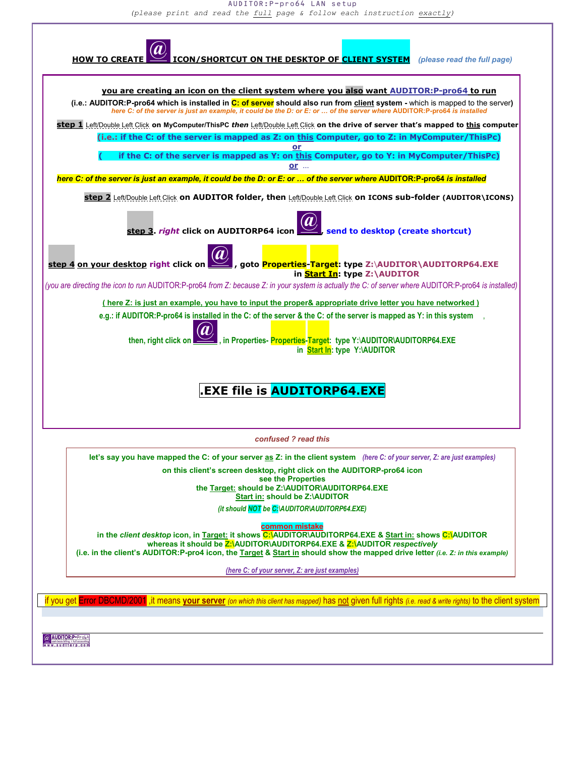AUDITOR:P-pro64 LAN setup

*(please print and read the full page & follow each instruction exactly)*

## HOW TO CREATE @ ICON/SHORTCUT ON THE DESKTOP OF CLIENT SYSTEM

*(please read the full page)*

**you are creating an icon on the client system where you also want AUDITOR:P-pro64 to run**

**(i.e.: AUDITOR:P-pro64 which is installed in C: of server should also run from client system -** which is mapped to the server**)**

*here C: of the server is just an example, it could be the D: or E: or … of the server where AUDITOR:P-pro64 is installed*

**step 1** Left/Double Left Click **on MyComputer/ThisPC *then*** Left/Double Left Click **on the drive of server that's mapped to this computer**

**(i.e.: if the C: of the server is mapped as Z: on this Computer, go to Z: in MyComputer/ThisPc)**

**or**

**( if the C: of the server is mapped as Y: on this Computer, go to Y: in MyComputer/ThisPc)**

**or** …

***here C: of the server is just an example, it could be the D: or E: or … of the server where AUDITOR:P-pro64 is installed***

**step 2** Left/Double Left Click **on AUDITOR folder, then** Left/Double Left Click **on ICONS sub-folder (AUDITOR\ICONS)**

**step 3. *right* click on AUDITORP64 icon @, send to desktop (create shortcut)**

**step 4 on your desktop right click on @, goto Properties-Target: type Z:\AUDITOR\AUDITORP64.EXE**
**in Start In: type Z:\AUDITOR**

*(you are directing the icon to run AUDITOR:P-pro64 from Z: because Z: in your system is actually the C: of server where AUDITOR:P-pro64 is installed)*

**( here Z: is just an example, you have to input the proper& appropriate drive letter you have networked )**

**e.g.: if AUDITOR:P-pro64 is installed in the C: of the server & the C: of the server is mapped as Y: in this system ,**

**then, right click on @, in Properties- Properties-Target: type Y:\AUDITOR\AUDITORP64.EXE**
**in Start In: type Y:\AUDITOR**

**.EXE file is AUDITORP64.EXE**

***confused ? read this***

**let's say you have mapped the C: of your server as Z: in the client system** *(here C: of your server, Z: are just examples)*

**on this client's screen desktop, right click on the AUDITORP-pro64 icon**
**see the Properties**
**the Target: should be Z:\AUDITOR\AUDITORP64.EXE**
**Start in: should be Z:\AUDITOR**

***(it should NOT be C:\AUDITOR\AUDITORP64.EXE)***

**common mistake**

**in the *client desktop* icon, in Target: it shows C:\AUDITOR\AUDITORP64.EXE & Start in: shows C:\AUDITOR**
**whereas it should be Z:\AUDITOR\AUDITORP64.EXE & Z:\AUDITOR *respectively***
**(i.e. in the client's AUDITOR:P-pro4 icon, the Target & Start in should show the mapped drive letter *(i.e. Z: in this example)***

*(here C: of your server, Z: are just examples)*

if you get Error DBCMD/2001 ,it means **your server** *(on which this client has mapped)* has not given full rights *(i.e. read & write rights)* to the client system